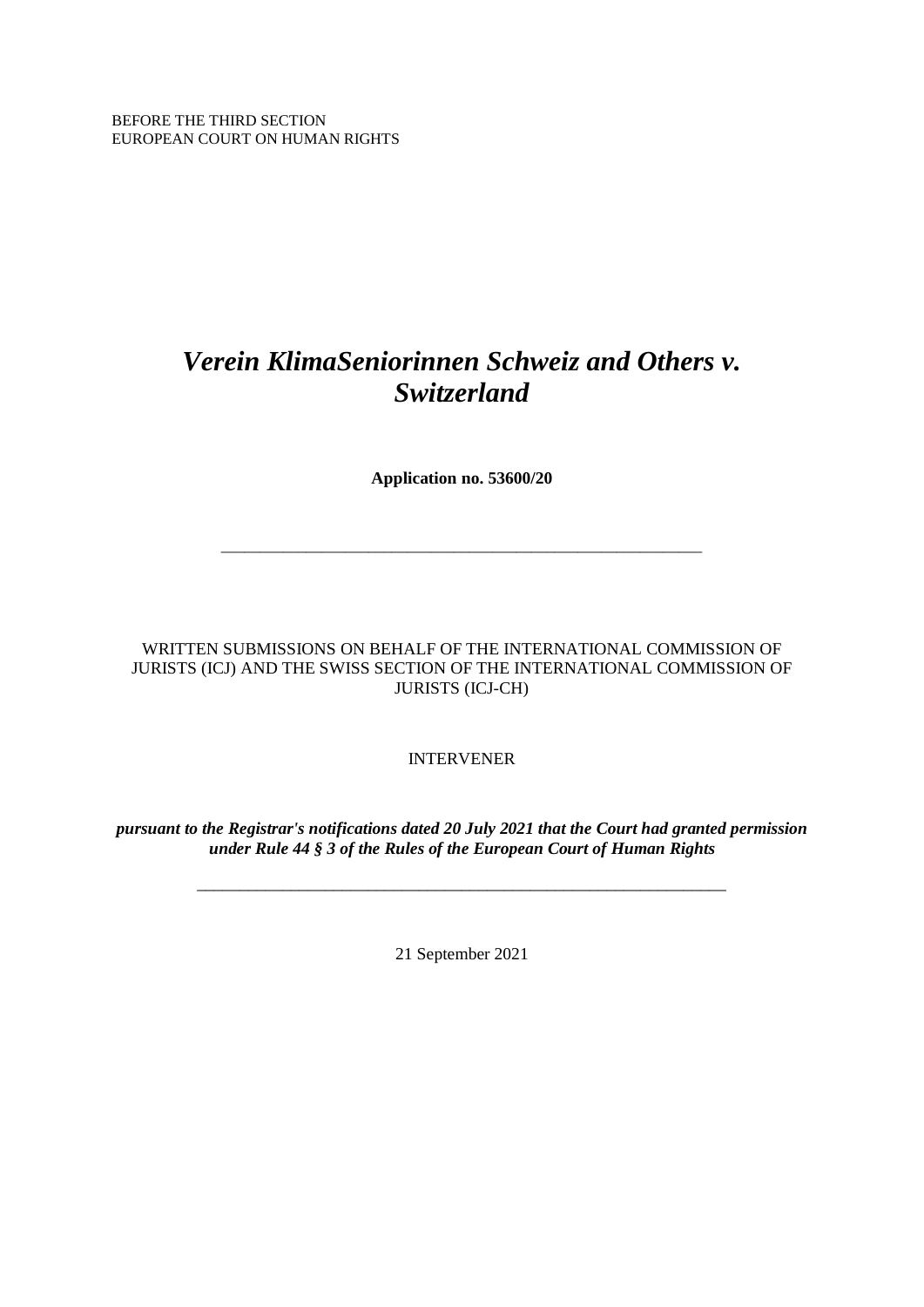BEFORE THE THIRD SECTION
EUROPEAN COURT ON HUMAN RIGHTS

# *Verein KlimaSeniorinnen Schweiz and Others v. Switzerland*

**Application no. 53600/20**

---

WRITTEN SUBMISSIONS ON BEHALF OF THE INTERNATIONAL COMMISSION OF JURISTS (ICJ) AND THE SWISS SECTION OF THE INTERNATIONAL COMMISSION OF JURISTS (ICJ-CH)

INTERVENER

***pursuant to the Registrar's notifications dated 20 July 2021 that the Court had granted permission under Rule 44 § 3 of the Rules of the European Court of Human Rights***

---

21 September 2021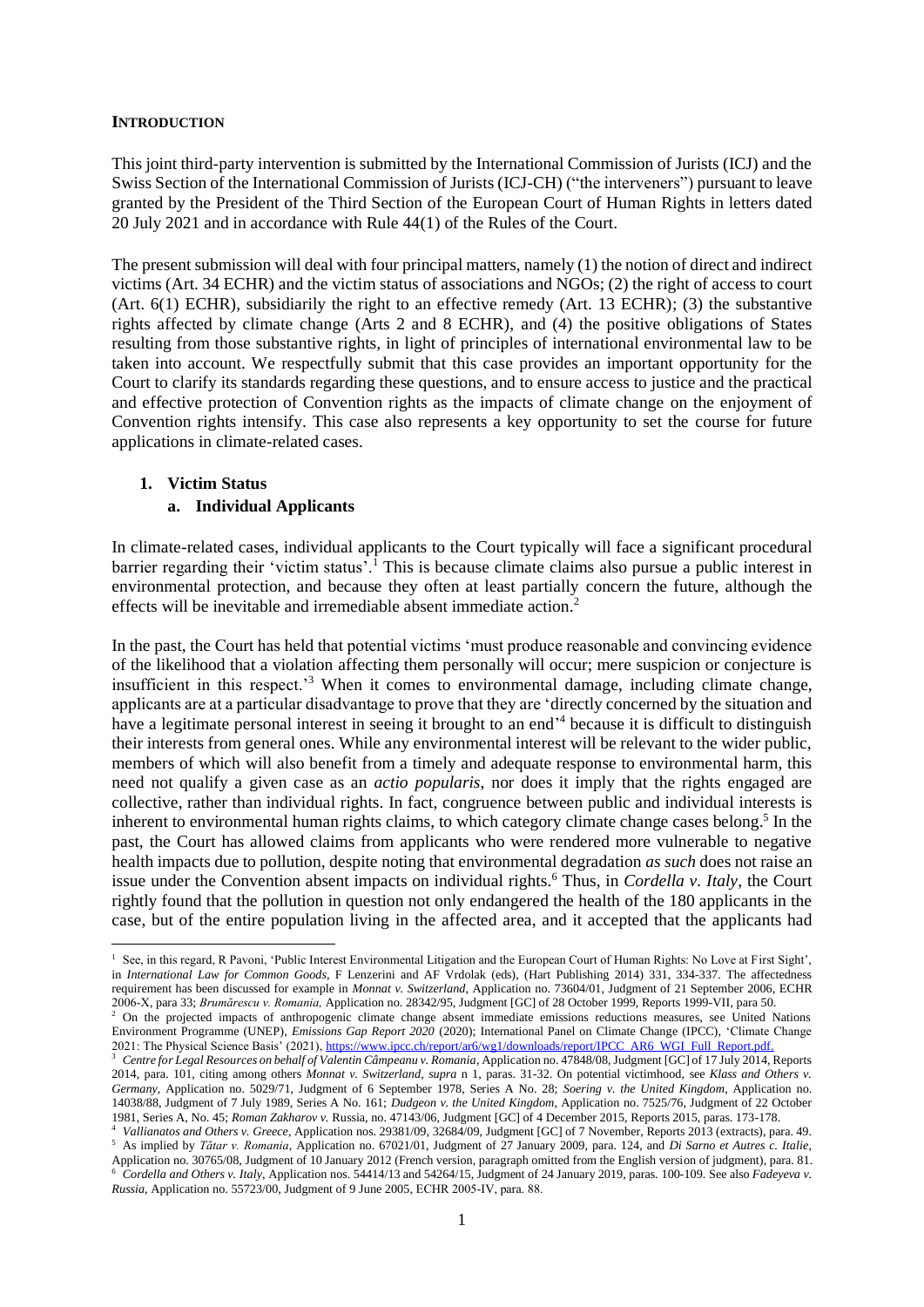**INTRODUCTION**

This joint third-party intervention is submitted by the International Commission of Jurists (ICJ) and the Swiss Section of the International Commission of Jurists (ICJ-CH) ("the interveners") pursuant to leave granted by the President of the Third Section of the European Court of Human Rights in letters dated 20 July 2021 and in accordance with Rule 44(1) of the Rules of the Court.

The present submission will deal with four principal matters, namely (1) the notion of direct and indirect victims (Art. 34 ECHR) and the victim status of associations and NGOs; (2) the right of access to court (Art. 6(1) ECHR), subsidiarily the right to an effective remedy (Art. 13 ECHR); (3) the substantive rights affected by climate change (Arts 2 and 8 ECHR), and (4) the positive obligations of States resulting from those substantive rights, in light of principles of international environmental law to be taken into account. We respectfully submit that this case provides an important opportunity for the Court to clarify its standards regarding these questions, and to ensure access to justice and the practical and effective protection of Convention rights as the impacts of climate change on the enjoyment of Convention rights intensify. This case also represents a key opportunity to set the course for future applications in climate-related cases.

## 1. Victim Status

### a. Individual Applicants

In climate-related cases, individual applicants to the Court typically will face a significant procedural barrier regarding their 'victim status'.[1] This is because climate claims also pursue a public interest in environmental protection, and because they often at least partially concern the future, although the effects will be inevitable and irremediable absent immediate action.[2]

In the past, the Court has held that potential victims 'must produce reasonable and convincing evidence of the likelihood that a violation affecting them personally will occur; mere suspicion or conjecture is insufficient in this respect.'[3] When it comes to environmental damage, including climate change, applicants are at a particular disadvantage to prove that they are 'directly concerned by the situation and have a legitimate personal interest in seeing it brought to an end'[4] because it is difficult to distinguish their interests from general ones. While any environmental interest will be relevant to the wider public, members of which will also benefit from a timely and adequate response to environmental harm, this need not qualify a given case as an *actio popularis*, nor does it imply that the rights engaged are collective, rather than individual rights. In fact, congruence between public and individual interests is inherent to environmental human rights claims, to which category climate change cases belong.[5] In the past, the Court has allowed claims from applicants who were rendered more vulnerable to negative health impacts due to pollution, despite noting that environmental degradation *as such* does not raise an issue under the Convention absent impacts on individual rights.[6] Thus, in *Cordella v. Italy*, the Court rightly found that the pollution in question not only endangered the health of the 180 applicants in the case, but of the entire population living in the affected area, and it accepted that the applicants had

---

[1] See, in this regard, R Pavoni, 'Public Interest Environmental Litigation and the European Court of Human Rights: No Love at First Sight', in *International Law for Common Goods*, F Lenzerini and AF Vrdolak (eds), (Hart Publishing 2014) 331, 334-337. The affectedness requirement has been discussed for example in *Monnat v. Switzerland*, Application no. 73604/01, Judgment of 21 September 2006, ECHR 2006-X, para 33; *Brumărescu v. Romania,* Application no. 28342/95, Judgment [GC] of 28 October 1999, Reports 1999-VII, para 50.

[2] On the projected impacts of anthropogenic climate change absent immediate emissions reductions measures, see United Nations Environment Programme (UNEP), *Emissions Gap Report 2020* (2020); International Panel on Climate Change (IPCC), 'Climate Change 2021: The Physical Science Basis' (2021), https://www.ipcc.ch/report/ar6/wg1/downloads/report/IPCC_AR6_WGI_Full_Report.pdf.

[3] *Centre for Legal Resources on behalf of Valentin Câmpeanu v. Romania*, Application no. 47848/08, Judgment [GC] of 17 July 2014, Reports 2014, para. 101, citing among others *Monnat v. Switzerland*, *supra* n 1, paras. 31-32. On potential victimhood, see *Klass and Others v. Germany*, Application no. 5029/71, Judgment of 6 September 1978, Series A No. 28; *Soering v. the United Kingdom*, Application no. 14038/88, Judgment of 7 July 1989, Series A No. 161; *Dudgeon v. the United Kingdom*, Application no. 7525/76, Judgment of 22 October 1981, Series A, No. 45; *Roman Zakharov v.* Russia, no. 47143/06, Judgment [GC] of 4 December 2015, Reports 2015, paras. 173-178.

[4] *Vallianatos and Others v. Greece*, Application nos. 29381/09, 32684/09, Judgment [GC] of 7 November, Reports 2013 (extracts), para. 49.

[5] As implied by *Tătar v. Romania*, Application no. 67021/01, Judgment of 27 January 2009, para. 124, and *Di Sarno et Autres c. Italie*, Application no. 30765/08, Judgment of 10 January 2012 (French version, paragraph omitted from the English version of judgment), para. 81.

[6] *Cordella and Others v. Italy*, Application nos. 54414/13 and 54264/15, Judgment of 24 January 2019, paras. 100-109. See also *Fadeyeva v. Russia*, Application no. 55723/00, Judgment of 9 June 2005, ECHR 2005-IV, para. 88.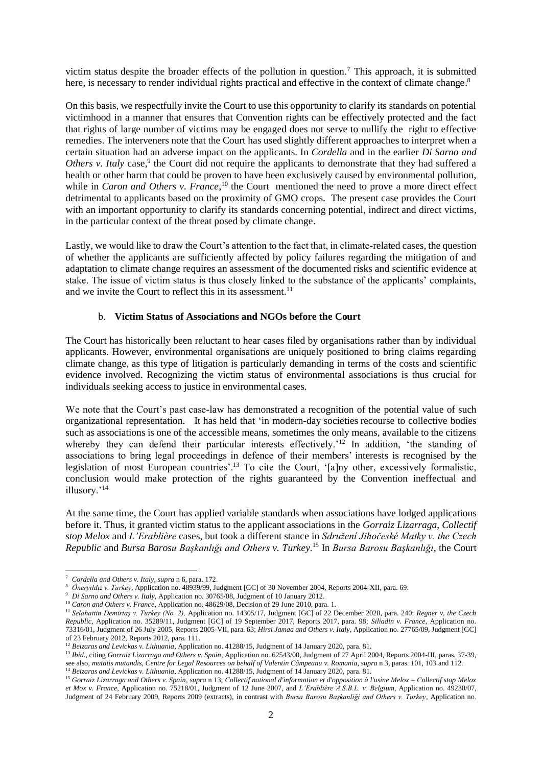victim status despite the broader effects of the pollution in question.[7] This approach, it is submitted here, is necessary to render individual rights practical and effective in the context of climate change.[8]

On this basis, we respectfully invite the Court to use this opportunity to clarify its standards on potential victimhood in a manner that ensures that Convention rights can be effectively protected and the fact that rights of large number of victims may be engaged does not serve to nullify the right to effective remedies. The interveners note that the Court has used slightly different approaches to interpret when a certain situation had an adverse impact on the applicants. In *Cordella* and in the earlier *Di Sarno and Others v. Italy* case,[9] the Court did not require the applicants to demonstrate that they had suffered a health or other harm that could be proven to have been exclusively caused by environmental pollution, while in *Caron and Others v. France*,[10] the Court mentioned the need to prove a more direct effect detrimental to applicants based on the proximity of GMO crops. The present case provides the Court with an important opportunity to clarify its standards concerning potential, indirect and direct victims, in the particular context of the threat posed by climate change.

Lastly, we would like to draw the Court's attention to the fact that, in climate-related cases, the question of whether the applicants are sufficiently affected by policy failures regarding the mitigation of and adaptation to climate change requires an assessment of the documented risks and scientific evidence at stake. The issue of victim status is thus closely linked to the substance of the applicants' complaints, and we invite the Court to reflect this in its assessment.[11]

### b. **Victim Status of Associations and NGOs before the Court**

The Court has historically been reluctant to hear cases filed by organisations rather than by individual applicants. However, environmental organisations are uniquely positioned to bring claims regarding climate change, as this type of litigation is particularly demanding in terms of the costs and scientific evidence involved. Recognizing the victim status of environmental associations is thus crucial for individuals seeking access to justice in environmental cases.

We note that the Court's past case-law has demonstrated a recognition of the potential value of such organizational representation. It has held that 'in modern-day societies recourse to collective bodies such as associations is one of the accessible means, sometimes the only means, available to the citizens whereby they can defend their particular interests effectively.'[12] In addition, 'the standing of associations to bring legal proceedings in defence of their members' interests is recognised by the legislation of most European countries'.[13] To cite the Court, '[a]ny other, excessively formalistic, conclusion would make protection of the rights guaranteed by the Convention ineffectual and illusory.'[14]

At the same time, the Court has applied variable standards when associations have lodged applications before it. Thus, it granted victim status to the applicant associations in the *Gorraiz Lizarraga*, *Collectif stop Melox* and *L'Erablière* cases, but took a different stance in *Sdružení Jihočeské Matky v. the Czech Republic* and *Bursa Barosu Başkanlığı and Others v. Turkey.*[15] In *Bursa Barosu Başkanlığı*, the Court

---

[7] *Cordella and Others v. Italy*, *supra* n 6, para. 172.

[8] *Öneryıldız v. Turkey*, Application no. 48939/99, Judgment [GC] of 30 November 2004, Reports 2004-XII, para. 69.

[9] *Di Sarno and Others v. Italy*, Application no. 30765/08, Judgment of 10 January 2012.

[10] *Caron and Others v. France*, Application no. 48629/08, Decision of 29 June 2010, para. 1.

[11] *Selahattin Demirtaş v. Turkey (No. 2)*, Application no. 14305/17, Judgment [GC] of 22 December 2020, para. 240: *Regner v. the Czech Republic*, Application no. 35289/11, Judgment [GC] of 19 September 2017, Reports 2017, para. 98; *Siliadin v. France*, Application no. 73316/01, Judgment of 26 July 2005, Reports 2005-VII, para. 63; *Hirsi Jamaa and Others v. Italy*, Application no. 27765/09, Judgment [GC] of 23 February 2012, Reports 2012, para. 111.

[12] *Beizaras and Levickas v. Lithuania*, Application no. 41288/15, Judgment of 14 January 2020, para. 81.

[13] *Ibid.*, citing *Gorraiz Lizarraga and Others v. Spain*, Application no. 62543/00, Judgment of 27 April 2004, Reports 2004-III, paras. 37-39, see also, *mutatis mutandis*, *Centre for Legal Resources on behalf of Valentin Câmpeanu v. Romania*, *supra* n 3, paras. 101, 103 and 112.

[14] *Beizaras and Levickas v. Lithuania*, Application no. 41288/15, Judgment of 14 January 2020, para. 81.

[15] *Gorraiz Lizarraga and Others v. Spain*, *supra* n 13; *Collectif national d'information et d'opposition à l'usine Melox – Collectif stop Melox et Mox v. France*, Application no. 75218/01, Judgment of 12 June 2007, and *L'Erablière A.S.B.L. v. Belgium*, Application no. 49230/07, Judgment of 24 February 2009, Reports 2009 (extracts), in contrast with *Bursa Barosu Başkanliği and Others v. Turkey*, Application no.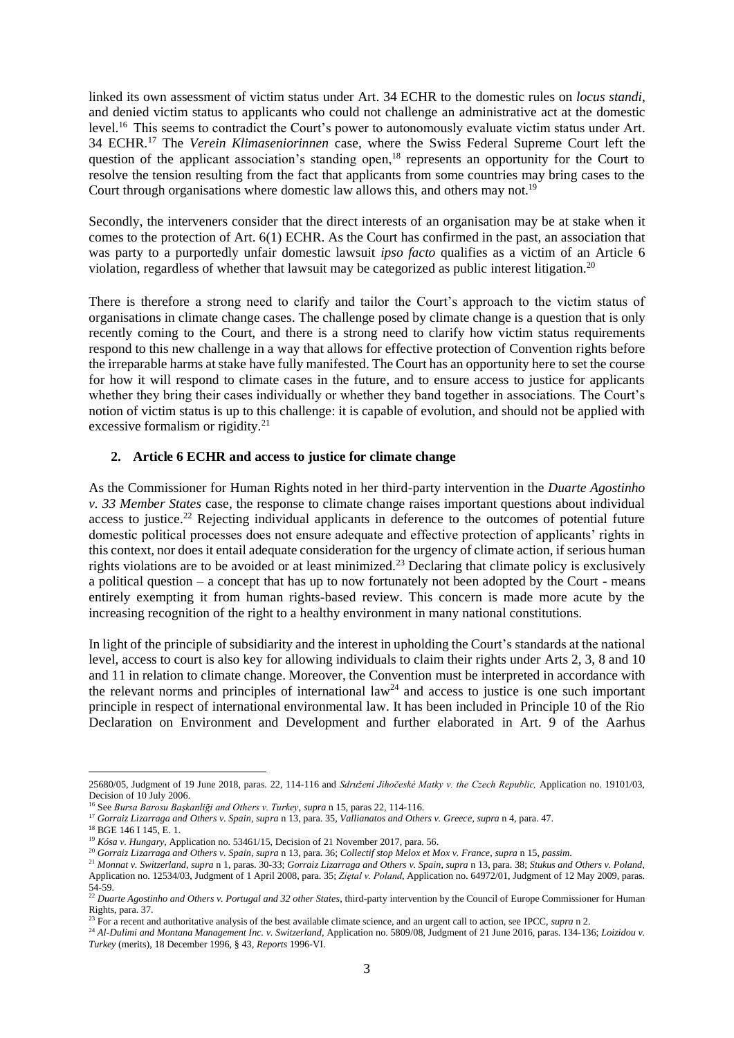linked its own assessment of victim status under Art. 34 ECHR to the domestic rules on *locus standi*, and denied victim status to applicants who could not challenge an administrative act at the domestic level.[16] This seems to contradict the Court's power to autonomously evaluate victim status under Art. 34 ECHR.[17] The *Verein Klimaseniorinnen* case, where the Swiss Federal Supreme Court left the question of the applicant association's standing open,[18] represents an opportunity for the Court to resolve the tension resulting from the fact that applicants from some countries may bring cases to the Court through organisations where domestic law allows this, and others may not.[19]

Secondly, the interveners consider that the direct interests of an organisation may be at stake when it comes to the protection of Art. 6(1) ECHR. As the Court has confirmed in the past, an association that was party to a purportedly unfair domestic lawsuit *ipso facto* qualifies as a victim of an Article 6 violation, regardless of whether that lawsuit may be categorized as public interest litigation.[20]

There is therefore a strong need to clarify and tailor the Court's approach to the victim status of organisations in climate change cases. The challenge posed by climate change is a question that is only recently coming to the Court, and there is a strong need to clarify how victim status requirements respond to this new challenge in a way that allows for effective protection of Convention rights before the irreparable harms at stake have fully manifested. The Court has an opportunity here to set the course for how it will respond to climate cases in the future, and to ensure access to justice for applicants whether they bring their cases individually or whether they band together in associations. The Court's notion of victim status is up to this challenge: it is capable of evolution, and should not be applied with excessive formalism or rigidity.[21]

## 2. Article 6 ECHR and access to justice for climate change

As the Commissioner for Human Rights noted in her third-party intervention in the *Duarte Agostinho v. 33 Member States* case, the response to climate change raises important questions about individual access to justice.[22] Rejecting individual applicants in deference to the outcomes of potential future domestic political processes does not ensure adequate and effective protection of applicants' rights in this context, nor does it entail adequate consideration for the urgency of climate action, if serious human rights violations are to be avoided or at least minimized.[23] Declaring that climate policy is exclusively a political question – a concept that has up to now fortunately not been adopted by the Court - means entirely exempting it from human rights-based review. This concern is made more acute by the increasing recognition of the right to a healthy environment in many national constitutions.

In light of the principle of subsidiarity and the interest in upholding the Court's standards at the national level, access to court is also key for allowing individuals to claim their rights under Arts 2, 3, 8 and 10 and 11 in relation to climate change. Moreover, the Convention must be interpreted in accordance with the relevant norms and principles of international law[24] and access to justice is one such important principle in respect of international environmental law. It has been included in Principle 10 of the Rio Declaration on Environment and Development and further elaborated in Art. 9 of the Aarhus

---

25680/05, Judgment of 19 June 2018, paras. 22, 114-116 and *Sdružení Jihočeské Matky v. the Czech Republic,* Application no. 19101/03, Decision of 10 July 2006.

[16] See *Bursa Barosu Başkanliği and Others v. Turkey*, *supra* n 15, paras 22, 114-116.

[17] *Gorraiz Lizarraga and Others v. Spain*, *supra* n 13, para. 35, *Vallianatos and Others v. Greece*, *supra* n 4, para. 47.

[18] BGE 146 I 145, E. 1.

[19] *Kósa v. Hungary*, Application no. 53461/15, Decision of 21 November 2017, para. 56.

[20] *Gorraiz Lizarraga and Others v. Spain*, *supra* n 13, para. 36; *Collectif stop Melox et Mox v. France*, *supra* n 15, *passim*.

[21] *Monnat v. Switzerland*, *supra* n 1, paras. 30-33; *Gorraiz Lizarraga and Others v. Spain*, *supra* n 13, para. 38; *Stukus and Others v. Poland*, Application no. 12534/03, Judgment of 1 April 2008, para. 35; *Ziętal v. Poland*, Application no. 64972/01, Judgment of 12 May 2009, paras. 54-59.

[22] *Duarte Agostinho and Others v. Portugal and 32 other States*, third-party intervention by the Council of Europe Commissioner for Human Rights, para. 37.

[23] For a recent and authoritative analysis of the best available climate science, and an urgent call to action, see IPCC, *supra* n 2.

[24] *Al-Dulimi and Montana Management Inc. v. Switzerland*, Application no. 5809/08, Judgment of 21 June 2016, paras. 134-136; *Loizidou v. Turkey* (merits), 18 December 1996, § 43, *Reports* 1996-VI.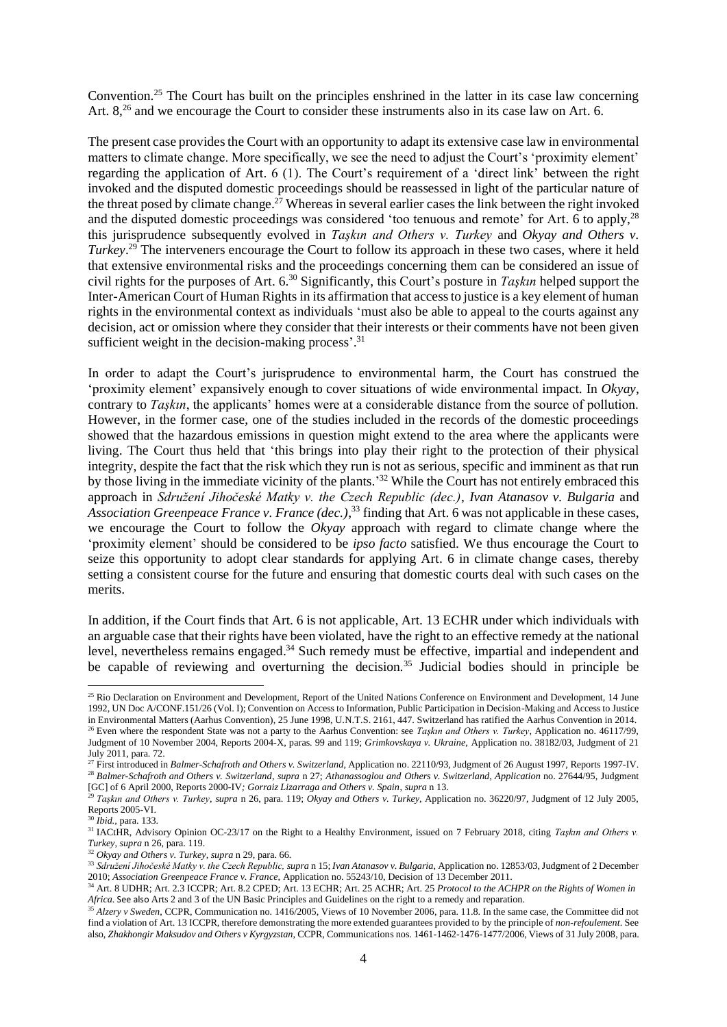Convention.[25] The Court has built on the principles enshrined in the latter in its case law concerning Art. 8,[26] and we encourage the Court to consider these instruments also in its case law on Art. 6.

The present case provides the Court with an opportunity to adapt its extensive case law in environmental matters to climate change. More specifically, we see the need to adjust the Court's 'proximity element' regarding the application of Art. 6 (1). The Court's requirement of a 'direct link' between the right invoked and the disputed domestic proceedings should be reassessed in light of the particular nature of the threat posed by climate change.[27] Whereas in several earlier cases the link between the right invoked and the disputed domestic proceedings was considered 'too tenuous and remote' for Art. 6 to apply,[28] this jurisprudence subsequently evolved in *Taşkın and Others v. Turkey* and *Okyay and Others v. Turkey*.[29] The interveners encourage the Court to follow its approach in these two cases, where it held that extensive environmental risks and the proceedings concerning them can be considered an issue of civil rights for the purposes of Art. 6.[30] Significantly, this Court's posture in *Taşkın* helped support the Inter-American Court of Human Rights in its affirmation that access to justice is a key element of human rights in the environmental context as individuals 'must also be able to appeal to the courts against any decision, act or omission where they consider that their interests or their comments have not been given sufficient weight in the decision-making process'.[31]

In order to adapt the Court's jurisprudence to environmental harm, the Court has construed the 'proximity element' expansively enough to cover situations of wide environmental impact. In *Okyay*, contrary to *Taşkın*, the applicants' homes were at a considerable distance from the source of pollution. However, in the former case, one of the studies included in the records of the domestic proceedings showed that the hazardous emissions in question might extend to the area where the applicants were living. The Court thus held that 'this brings into play their right to the protection of their physical integrity, despite the fact that the risk which they run is not as serious, specific and imminent as that run by those living in the immediate vicinity of the plants.'[32] While the Court has not entirely embraced this approach in *Sdružení Jihočeské Matky v. the Czech Republic (dec.)*, *Ivan Atanasov v. Bulgaria* and *Association Greenpeace France v. France (dec.)*,[33] finding that Art. 6 was not applicable in these cases, we encourage the Court to follow the *Okyay* approach with regard to climate change where the 'proximity element' should be considered to be *ipso facto* satisfied. We thus encourage the Court to seize this opportunity to adopt clear standards for applying Art. 6 in climate change cases, thereby setting a consistent course for the future and ensuring that domestic courts deal with such cases on the merits.

In addition, if the Court finds that Art. 6 is not applicable, Art. 13 ECHR under which individuals with an arguable case that their rights have been violated, have the right to an effective remedy at the national level, nevertheless remains engaged.[34] Such remedy must be effective, impartial and independent and be capable of reviewing and overturning the decision.[35] Judicial bodies should in principle be

---

[25] Rio Declaration on Environment and Development, Report of the United Nations Conference on Environment and Development, 14 June 1992, UN Doc A/CONF.151/26 (Vol. I); Convention on Access to Information, Public Participation in Decision-Making and Access to Justice in Environmental Matters (Aarhus Convention), 25 June 1998, U.N.T.S. 2161, 447. Switzerland has ratified the Aarhus Convention in 2014.

[26] Even where the respondent State was not a party to the Aarhus Convention: see *Taşkın and Others v. Turkey*, Application no. 46117/99, Judgment of 10 November 2004, Reports 2004-X, paras. 99 and 119; *Grimkovskaya v. Ukraine*, Application no. 38182/03, Judgment of 21 July 2011, para. 72.

[27] First introduced in *Balmer-Schafroth and Others v. Switzerland*, Application no. 22110/93, Judgment of 26 August 1997, Reports 1997-IV.

[28] *Balmer-Schafroth and Others v. Switzerland*, *supra* n 27; *Athanassoglou and Others v. Switzerland*, *Application* no. 27644/95, Judgment [GC] of 6 April 2000, Reports 2000-IV; *Gorraiz Lizarraga and Others v. Spain*, *supra* n 13.

[29] *Taşkın and Others v. Turkey*, *supra* n 26, para. 119; *Okyay and Others v. Turkey*, Application no. 36220/97, Judgment of 12 July 2005, Reports 2005-VI.

[30] *Ibid.*, para. 133.

[31] IACtHR, Advisory Opinion OC-23/17 on the Right to a Healthy Environment, issued on 7 February 2018, citing *Taşkın and Others v. Turkey*, *supra* n 26, para. 119.

[32] *Okyay and Others v. Turkey*, *supra* n 29, para. 66.

[33] *Sdružení Jihočeské Matky v. the Czech Republic*, *supra* n 15; *Ivan Atanasov v. Bulgaria*, Application no. 12853/03, Judgment of 2 December 2010; *Association Greenpeace France v. France*, Application no. 55243/10, Decision of 13 December 2011.

[34] Art. 8 UDHR; Art. 2.3 ICCPR; Art. 8.2 CPED; Art. 13 ECHR; Art. 25 ACHR; Art. 25 *Protocol to the ACHPR on the Rights of Women in Africa*. See also Arts 2 and 3 of the UN Basic Principles and Guidelines on the right to a remedy and reparation.

[35] *Alzery v Sweden*, CCPR, Communication no. 1416/2005, Views of 10 November 2006, para. 11.8. In the same case, the Committee did not find a violation of Art. 13 ICCPR, therefore demonstrating the more extended guarantees provided to by the principle of *non-refoulement*. See also, *Zhakhongir Maksudov and Others v Kyrgyzstan*, CCPR, Communications nos. 1461-1462-1476-1477/2006, Views of 31 July 2008, para.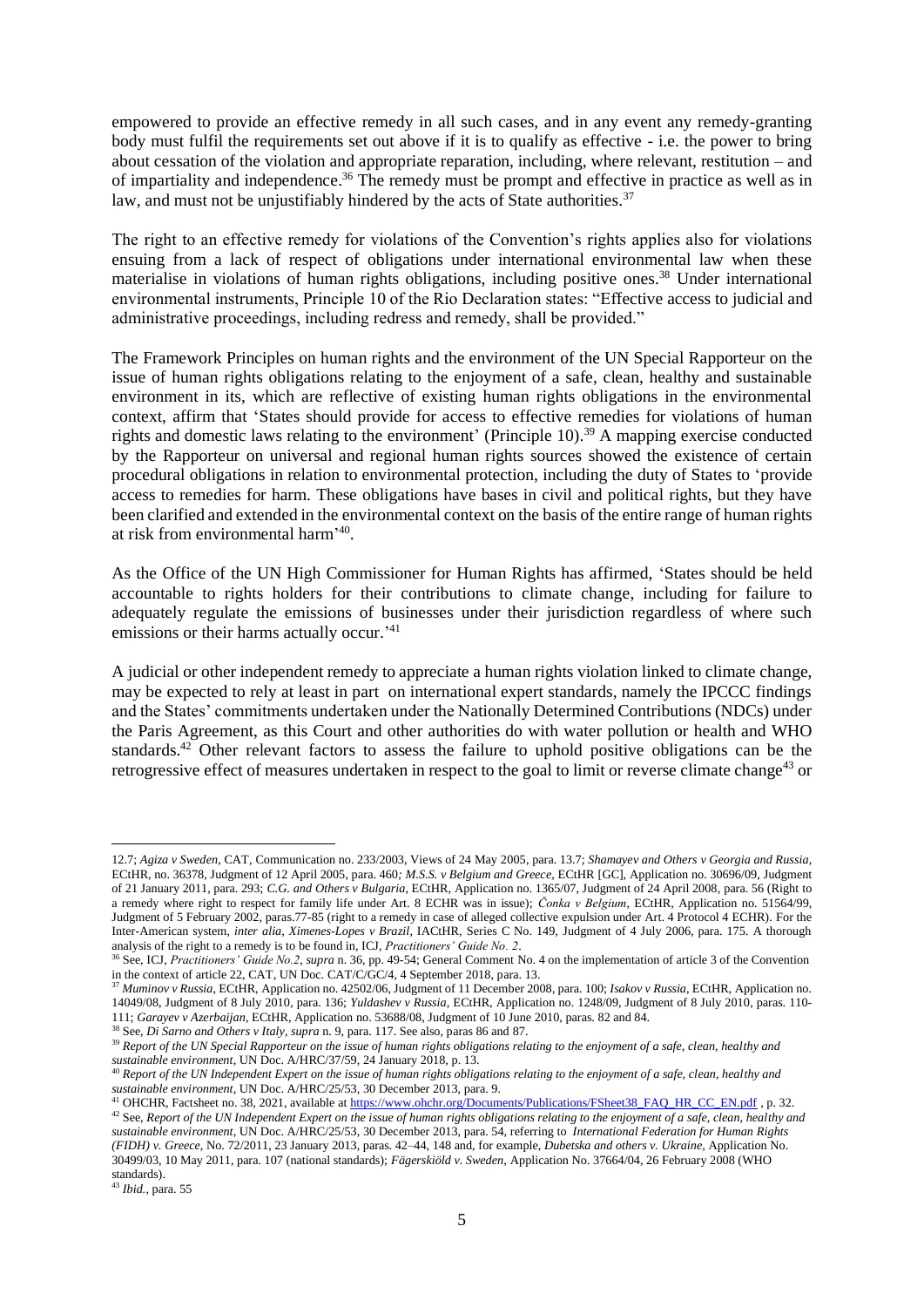empowered to provide an effective remedy in all such cases, and in any event any remedy-granting body must fulfil the requirements set out above if it is to qualify as effective - i.e. the power to bring about cessation of the violation and appropriate reparation, including, where relevant, restitution – and of impartiality and independence.[36] The remedy must be prompt and effective in practice as well as in law, and must not be unjustifiably hindered by the acts of State authorities.[37]

The right to an effective remedy for violations of the Convention's rights applies also for violations ensuing from a lack of respect of obligations under international environmental law when these materialise in violations of human rights obligations, including positive ones.[38] Under international environmental instruments, Principle 10 of the Rio Declaration states: "Effective access to judicial and administrative proceedings, including redress and remedy, shall be provided."

The Framework Principles on human rights and the environment of the UN Special Rapporteur on the issue of human rights obligations relating to the enjoyment of a safe, clean, healthy and sustainable environment in its, which are reflective of existing human rights obligations in the environmental context, affirm that 'States should provide for access to effective remedies for violations of human rights and domestic laws relating to the environment' (Principle 10).[39] A mapping exercise conducted by the Rapporteur on universal and regional human rights sources showed the existence of certain procedural obligations in relation to environmental protection, including the duty of States to 'provide access to remedies for harm. These obligations have bases in civil and political rights, but they have been clarified and extended in the environmental context on the basis of the entire range of human rights at risk from environmental harm'[40].

As the Office of the UN High Commissioner for Human Rights has affirmed, 'States should be held accountable to rights holders for their contributions to climate change, including for failure to adequately regulate the emissions of businesses under their jurisdiction regardless of where such emissions or their harms actually occur.'[41]

A judicial or other independent remedy to appreciate a human rights violation linked to climate change, may be expected to rely at least in part on international expert standards, namely the IPCC findings and the States' commitments undertaken under the Nationally Determined Contributions (NDCs) under the Paris Agreement, as this Court and other authorities do with water pollution or health and WHO standards.[42] Other relevant factors to assess the failure to uphold positive obligations can be the retrogressive effect of measures undertaken in respect to the goal to limit or reverse climate change[43] or

---

12.7; *Agiza v Sweden*, CAT, Communication no. 233/2003, Views of 24 May 2005, para. 13.7; *Shamayev and Others v Georgia and Russia*, ECtHR, no. 36378, Judgment of 12 April 2005, para. 460; *M.S.S. v Belgium and Greece*, ECtHR [GC], Application no. 30696/09, Judgment of 21 January 2011, para. 293; *C.G. and Others v Bulgaria*, ECtHR, Application no. 1365/07, Judgment of 24 April 2008, para. 56 (Right to a remedy where right to respect for family life under Art. 8 ECHR was in issue); *Čonka v Belgium*, ECtHR, Application no. 51564/99, Judgment of 5 February 2002, paras.77-85 (right to a remedy in case of alleged collective expulsion under Art. 4 Protocol 4 ECHR). For the Inter-American system, *inter alia*, *Ximenes-Lopes v Brazil*, IACtHR, Series C No. 149, Judgment of 4 July 2006, para. 175. A thorough analysis of the right to a remedy is to be found in, ICJ, *Practitioners' Guide No. 2*.

[36] See, ICJ, *Practitioners' Guide No.2*, *supra* n. 36, pp. 49-54; General Comment No. 4 on the implementation of article 3 of the Convention in the context of article 22, CAT, UN Doc. CAT/C/GC/4, 4 September 2018, para. 13.

[37] *Muminov v Russia*, ECtHR, Application no. 42502/06, Judgment of 11 December 2008, para. 100; *Isakov v Russia*, ECtHR, Application no. 14049/08, Judgment of 8 July 2010, para. 136; *Yuldashev v Russia*, ECtHR, Application no. 1248/09, Judgment of 8 July 2010, paras. 110-111; *Garayev v Azerbaijan*, ECtHR, Application no. 53688/08, Judgment of 10 June 2010, paras. 82 and 84.

[38] See, *Di Sarno and Others v Italy*, *supra* n. 9, para. 117. See also, paras 86 and 87.

[39] *Report of the UN Special Rapporteur on the issue of human rights obligations relating to the enjoyment of a safe, clean, healthy and sustainable environment*, UN Doc. A/HRC/37/59, 24 January 2018, p. 13.

[40] *Report of the UN Independent Expert on the issue of human rights obligations relating to the enjoyment of a safe, clean, healthy and sustainable environment*, UN Doc. A/HRC/25/53, 30 December 2013, para. 9.

[41] OHCHR, Factsheet no. 38, 2021, available at https://www.ohchr.org/Documents/Publications/FSheet38_FAQ_HR_CC_EN.pdf , p. 32.

[42] See, *Report of the UN Independent Expert on the issue of human rights obligations relating to the enjoyment of a safe, clean, healthy and sustainable environment*, UN Doc. A/HRC/25/53, 30 December 2013, para. 54, referring to *International Federation for Human Rights (FIDH) v. Greece*, No. 72/2011, 23 January 2013, paras. 42–44, 148 and, for example, *Dubetska and others v. Ukraine*, Application No. 30499/03, 10 May 2011, para. 107 (national standards); *Fägerskiöld v. Sweden*, Application No. 37664/04, 26 February 2008 (WHO standards).

[43] *Ibid.*, para. 55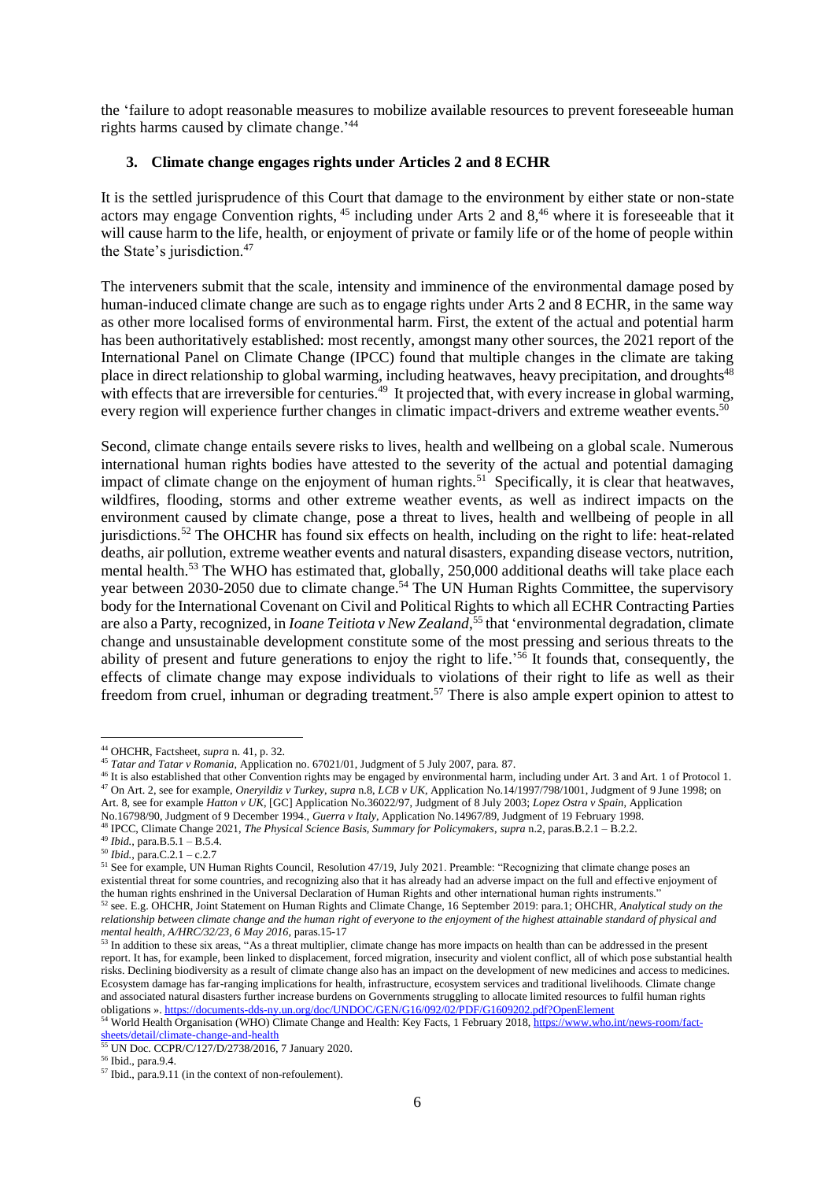the 'failure to adopt reasonable measures to mobilize available resources to prevent foreseeable human rights harms caused by climate change.'[44]

### 3. Climate change engages rights under Articles 2 and 8 ECHR

It is the settled jurisprudence of this Court that damage to the environment by either state or non-state actors may engage Convention rights, [45] including under Arts 2 and 8,[46] where it is foreseeable that it will cause harm to the life, health, or enjoyment of private or family life or of the home of people within the State's jurisdiction.[47]

The interveners submit that the scale, intensity and imminence of the environmental damage posed by human-induced climate change are such as to engage rights under Arts 2 and 8 ECHR, in the same way as other more localised forms of environmental harm. First, the extent of the actual and potential harm has been authoritatively established: most recently, amongst many other sources, the 2021 report of the International Panel on Climate Change (IPCC) found that multiple changes in the climate are taking place in direct relationship to global warming, including heatwaves, heavy precipitation, and droughts[48] with effects that are irreversible for centuries.[49] It projected that, with every increase in global warming, every region will experience further changes in climatic impact-drivers and extreme weather events.[50]

Second, climate change entails severe risks to lives, health and wellbeing on a global scale. Numerous international human rights bodies have attested to the severity of the actual and potential damaging impact of climate change on the enjoyment of human rights.[51] Specifically, it is clear that heatwaves, wildfires, flooding, storms and other extreme weather events, as well as indirect impacts on the environment caused by climate change, pose a threat to lives, health and wellbeing of people in all jurisdictions.[52] The OHCHR has found six effects on health, including on the right to life: heat-related deaths, air pollution, extreme weather events and natural disasters, expanding disease vectors, nutrition, mental health.[53] The WHO has estimated that, globally, 250,000 additional deaths will take place each year between 2030-2050 due to climate change.[54] The UN Human Rights Committee, the supervisory body for the International Covenant on Civil and Political Rights to which all ECHR Contracting Parties are also a Party, recognized, in *Ioane Teitiota v New Zealand*,[55] that 'environmental degradation, climate change and unsustainable development constitute some of the most pressing and serious threats to the ability of present and future generations to enjoy the right to life.'[56] It founds that, consequently, the effects of climate change may expose individuals to violations of their right to life as well as their freedom from cruel, inhuman or degrading treatment.[57] There is also ample expert opinion to attest to

---

[44] OHCHR, Factsheet, *supra* n. 41, p. 32.

[45] *Tatar and Tatar v Romania*, Application no. 67021/01, Judgment of 5 July 2007, para. 87.

[46] It is also established that other Convention rights may be engaged by environmental harm, including under Art. 3 and Art. 1 of Protocol 1.

[47] On Art. 2, see for example, *Oneryildiz v Turkey*, *supra* n.8, *LCB v UK*, Application No.14/1997/798/1001, Judgment of 9 June 1998; on Art. 8, see for example *Hatton v UK*, [GC] Application No.36022/97, Judgment of 8 July 2003; *Lopez Ostra v Spain*, Application No.16798/90, Judgment of 9 December 1994., *Guerra v Italy*, Application No.14967/89, Judgment of 19 February 1998.

[48] IPCC, Climate Change 2021, *The Physical Science Basis, Summary for Policymakers*, *supra* n.2, paras.B.2.1 – B.2.2.

[49] *Ibid.*, para.B.5.1 – B.5.4.

[50] *Ibid.*, para.C.2.1 – c.2.7

[51] See for example, UN Human Rights Council, Resolution 47/19, July 2021. Preamble: "Recognizing that climate change poses an existential threat for some countries, and recognizing also that it has already had an adverse impact on the full and effective enjoyment of the human rights enshrined in the Universal Declaration of Human Rights and other international human rights instruments."

[52] see. E.g. OHCHR, Joint Statement on Human Rights and Climate Change, 16 September 2019: para.1; OHCHR, *Analytical study on the relationship between climate change and the human right of everyone to the enjoyment of the highest attainable standard of physical and mental health, A/HRC/32/23, 6 May 2016*, paras.15-17

[53] In addition to these six areas, "As a threat multiplier, climate change has more impacts on health than can be addressed in the present report. It has, for example, been linked to displacement, forced migration, insecurity and violent conflict, all of which pose substantial health risks. Declining biodiversity as a result of climate change also has an impact on the development of new medicines and access to medicines. Ecosystem damage has far-ranging implications for health, infrastructure, ecosystem services and traditional livelihoods. Climate change and associated natural disasters further increase burdens on Governments struggling to allocate limited resources to fulfil human rights obligations ». https://documents-dds-ny.un.org/doc/UNDOC/GEN/G16/092/02/PDF/G1609202.pdf?OpenElement

[54] World Health Organisation (WHO) Climate Change and Health: Key Facts, 1 February 2018, https://www.who.int/news-room/fact-sheets/detail/climate-change-and-health

[55] UN Doc. CCPR/C/127/D/2738/2016, 7 January 2020.

[56] Ibid., para.9.4.

[57] Ibid., para.9.11 (in the context of non-refoulement).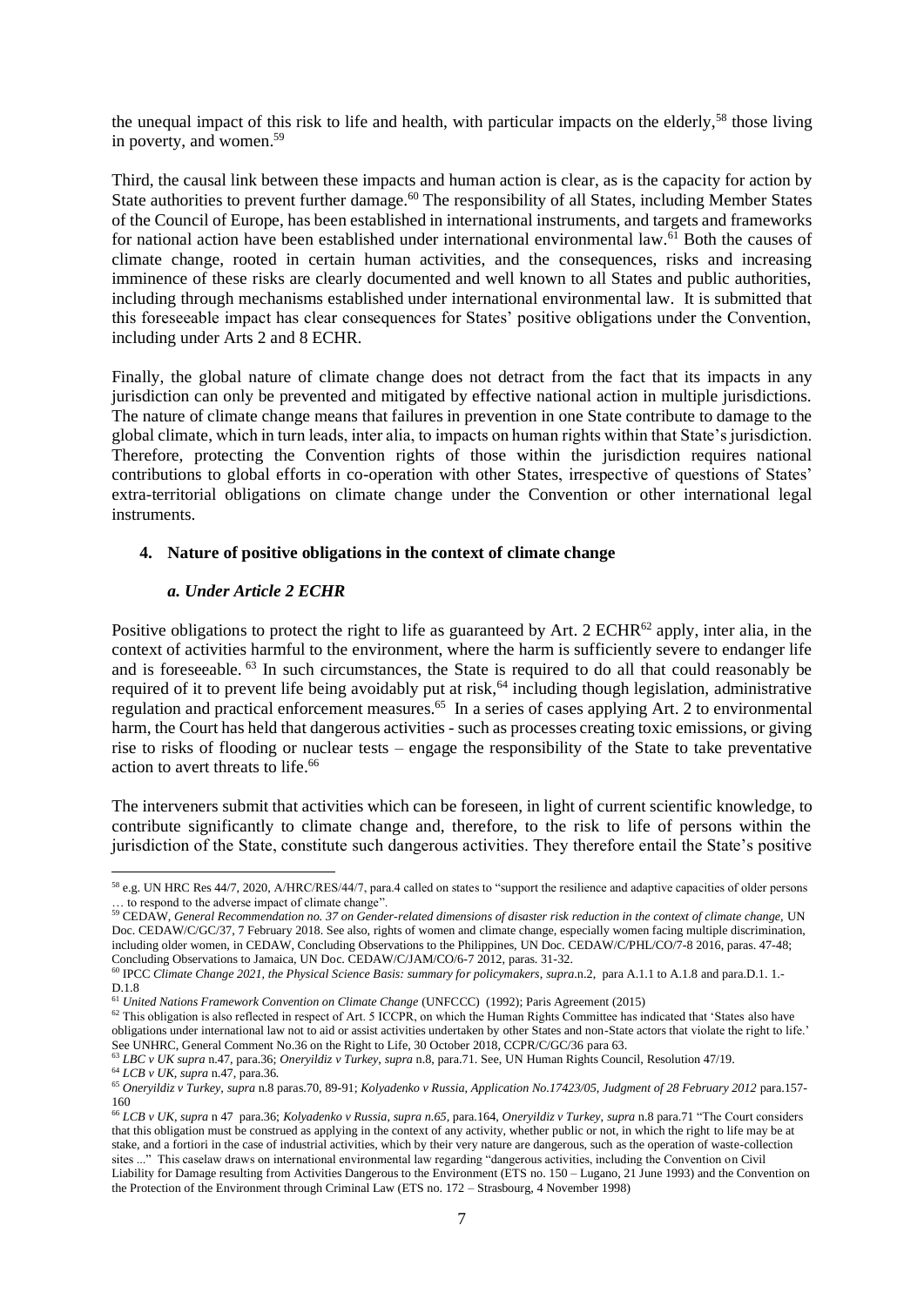the unequal impact of this risk to life and health, with particular impacts on the elderly,[58] those living in poverty, and women.[59]

Third, the causal link between these impacts and human action is clear, as is the capacity for action by State authorities to prevent further damage.[60] The responsibility of all States, including Member States of the Council of Europe, has been established in international instruments, and targets and frameworks for national action have been established under international environmental law.[61] Both the causes of climate change, rooted in certain human activities, and the consequences, risks and increasing imminence of these risks are clearly documented and well known to all States and public authorities, including through mechanisms established under international environmental law. It is submitted that this foreseeable impact has clear consequences for States' positive obligations under the Convention, including under Arts 2 and 8 ECHR.

Finally, the global nature of climate change does not detract from the fact that its impacts in any jurisdiction can only be prevented and mitigated by effective national action in multiple jurisdictions. The nature of climate change means that failures in prevention in one State contribute to damage to the global climate, which in turn leads, inter alia, to impacts on human rights within that State's jurisdiction. Therefore, protecting the Convention rights of those within the jurisdiction requires national contributions to global efforts in co-operation with other States, irrespective of questions of States' extra-territorial obligations on climate change under the Convention or other international legal instruments.

## 4. Nature of positive obligations in the context of climate change

### *a. Under Article 2 ECHR*

Positive obligations to protect the right to life as guaranteed by Art. 2 ECHR[62] apply, inter alia, in the context of activities harmful to the environment, where the harm is sufficiently severe to endanger life and is foreseeable. [63] In such circumstances, the State is required to do all that could reasonably be required of it to prevent life being avoidably put at risk,[64] including though legislation, administrative regulation and practical enforcement measures.[65] In a series of cases applying Art. 2 to environmental harm, the Court has held that dangerous activities - such as processes creating toxic emissions, or giving rise to risks of flooding or nuclear tests – engage the responsibility of the State to take preventative action to avert threats to life.[66]

The interveners submit that activities which can be foreseen, in light of current scientific knowledge, to contribute significantly to climate change and, therefore, to the risk to life of persons within the jurisdiction of the State, constitute such dangerous activities. They therefore entail the State's positive

---

[58] e.g. UN HRC Res 44/7, 2020, A/HRC/RES/44/7, para.4 called on states to "support the resilience and adaptive capacities of older persons … to respond to the adverse impact of climate change".

[59] CEDAW, *General Recommendation no. 37 on Gender-related dimensions of disaster risk reduction in the context of climate change*, UN Doc. CEDAW/C/GC/37, 7 February 2018. See also, rights of women and climate change, especially women facing multiple discrimination, including older women, in CEDAW, Concluding Observations to the Philippines, UN Doc. CEDAW/C/PHL/CO/7-8 2016, paras. 47-48; Concluding Observations to Jamaica, UN Doc. CEDAW/C/JAM/CO/6-7 2012, paras. 31-32.

[60] IPCC *Climate Change 2021, the Physical Science Basis: summary for policymakers*, *supra*.n.2, para A.1.1 to A.1.8 and para.D.1. 1.-D.1.8

[61] *United Nations Framework Convention on Climate Change* (UNFCCC) (1992); Paris Agreement (2015)

[62] This obligation is also reflected in respect of Art. 5 ICCPR, on which the Human Rights Committee has indicated that 'States also have obligations under international law not to aid or assist activities undertaken by other States and non-State actors that violate the right to life.' See UNHRC, General Comment No.36 on the Right to Life, 30 October 2018, CCPR/C/GC/36 para 63.

[63] *LBC v UK supra* n.47, para.36; *Oneryildiz v Turkey*, *supra* n.8, para.71. See, UN Human Rights Council, Resolution 47/19.

[64] *LCB v UK, supra* n.47, para.36.

[65] *Oneryildiz v Turkey, supra* n.8 paras.70, 89-91; *Kolyadenko v Russia, Application No.17423/05, Judgment of 28 February 2012* para.157-160

[66] *LCB v UK, supra* n 47 para.36; *Kolyadenko v Russia, supra n.65*, para.164, *Oneryildiz v Turkey, supra* n.8 para.71 "The Court considers that this obligation must be construed as applying in the context of any activity, whether public or not, in which the right to life may be at stake, and a fortiori in the case of industrial activities, which by their very nature are dangerous, such as the operation of waste-collection sites ..." This caselaw draws on international environmental law regarding "dangerous activities, including the Convention on Civil Liability for Damage resulting from Activities Dangerous to the Environment (ETS no. 150 – Lugano, 21 June 1993) and the Convention on the Protection of the Environment through Criminal Law (ETS no. 172 – Strasbourg, 4 November 1998)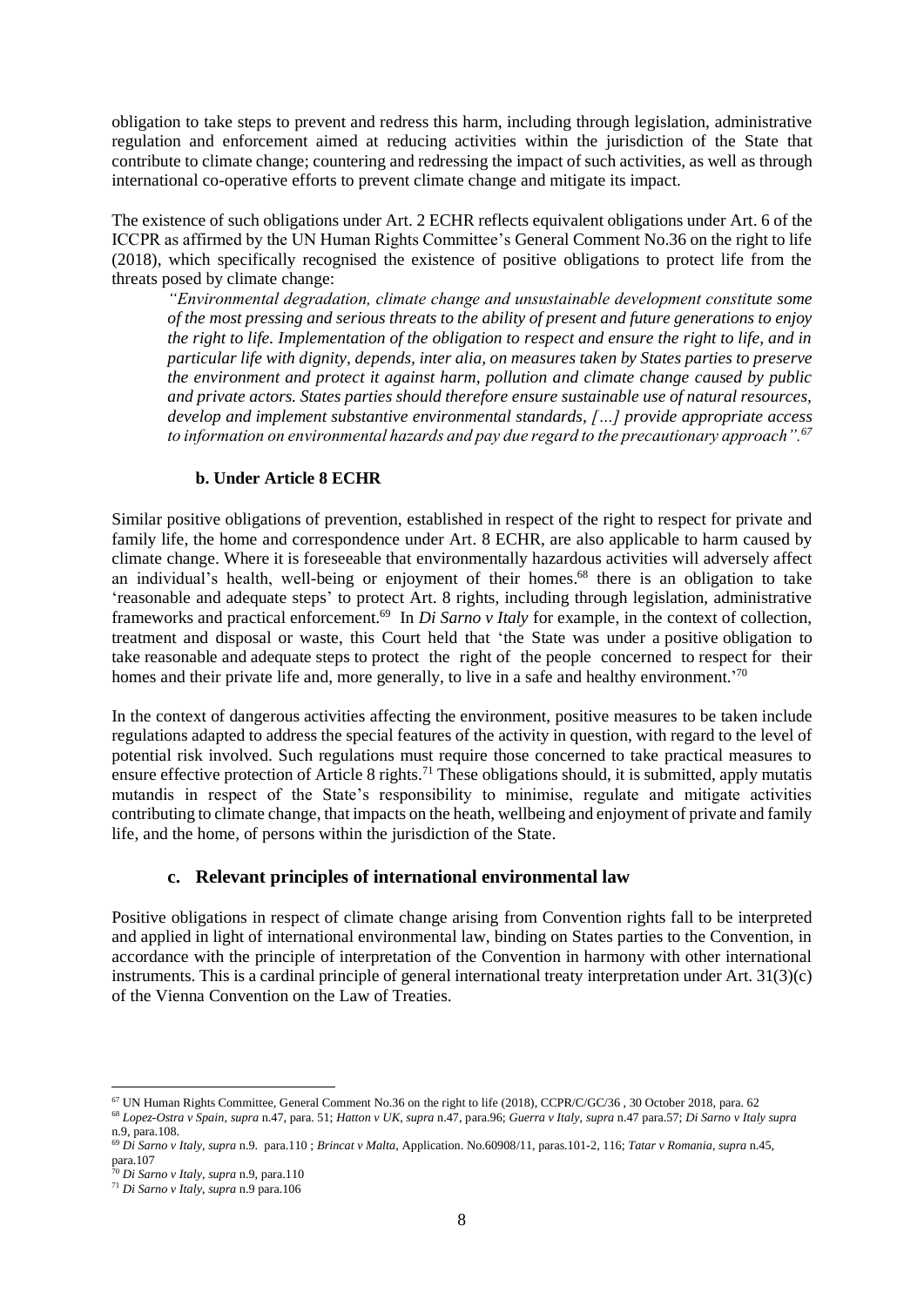obligation to take steps to prevent and redress this harm, including through legislation, administrative regulation and enforcement aimed at reducing activities within the jurisdiction of the State that contribute to climate change; countering and redressing the impact of such activities, as well as through international co-operative efforts to prevent climate change and mitigate its impact.

The existence of such obligations under Art. 2 ECHR reflects equivalent obligations under Art. 6 of the ICCPR as affirmed by the UN Human Rights Committee's General Comment No.36 on the right to life (2018), which specifically recognised the existence of positive obligations to protect life from the threats posed by climate change:

> *"Environmental degradation, climate change and unsustainable development constitute some of the most pressing and serious threats to the ability of present and future generations to enjoy the right to life. Implementation of the obligation to respect and ensure the right to life, and in particular life with dignity, depends, inter alia, on measures taken by States parties to preserve the environment and protect it against harm, pollution and climate change caused by public and private actors. States parties should therefore ensure sustainable use of natural resources, develop and implement substantive environmental standards, […] provide appropriate access to information on environmental hazards and pay due regard to the precautionary approach".*[67]

#### b. Under Article 8 ECHR

Similar positive obligations of prevention, established in respect of the right to respect for private and family life, the home and correspondence under Art. 8 ECHR, are also applicable to harm caused by climate change. Where it is foreseeable that environmentally hazardous activities will adversely affect an individual's health, well-being or enjoyment of their homes.[68] there is an obligation to take 'reasonable and adequate steps' to protect Art. 8 rights, including through legislation, administrative frameworks and practical enforcement.[69] In *Di Sarno v Italy* for example, in the context of collection, treatment and disposal or waste, this Court held that 'the State was under a positive obligation to take reasonable and adequate steps to protect the right of the people concerned to respect for their homes and their private life and, more generally, to live in a safe and healthy environment.'[70]

In the context of dangerous activities affecting the environment, positive measures to be taken include regulations adapted to address the special features of the activity in question, with regard to the level of potential risk involved. Such regulations must require those concerned to take practical measures to ensure effective protection of Article 8 rights.[71] These obligations should, it is submitted, apply mutatis mutandis in respect of the State's responsibility to minimise, regulate and mitigate activities contributing to climate change, that impacts on the heath, wellbeing and enjoyment of private and family life, and the home, of persons within the jurisdiction of the State.

### c. Relevant principles of international environmental law

Positive obligations in respect of climate change arising from Convention rights fall to be interpreted and applied in light of international environmental law, binding on States parties to the Convention, in accordance with the principle of interpretation of the Convention in harmony with other international instruments. This is a cardinal principle of general international treaty interpretation under Art. 31(3)(c) of the Vienna Convention on the Law of Treaties.

---

[67] UN Human Rights Committee, General Comment No.36 on the right to life (2018), CCPR/C/GC/36 , 30 October 2018, para. 62

[68] *Lopez-Ostra v Spain*, *supra* n.47, para. 51; *Hatton v UK*, *supra* n.47, para.96; *Guerra v Italy*, *supra* n.47 para.57; *Di Sarno v Italy supra* n.9, para.108.

[69] *Di Sarno v Italy*, *supra* n.9. para.110 ; *Brincat v Malta*, Application. No.60908/11, paras.101-2, 116; *Tatar v Romania*, *supra* n.45, para.107

[70] *Di Sarno v Italy*, *supra* n.9, para.110

[71] *Di Sarno v Italy*, *supra* n.9 para.106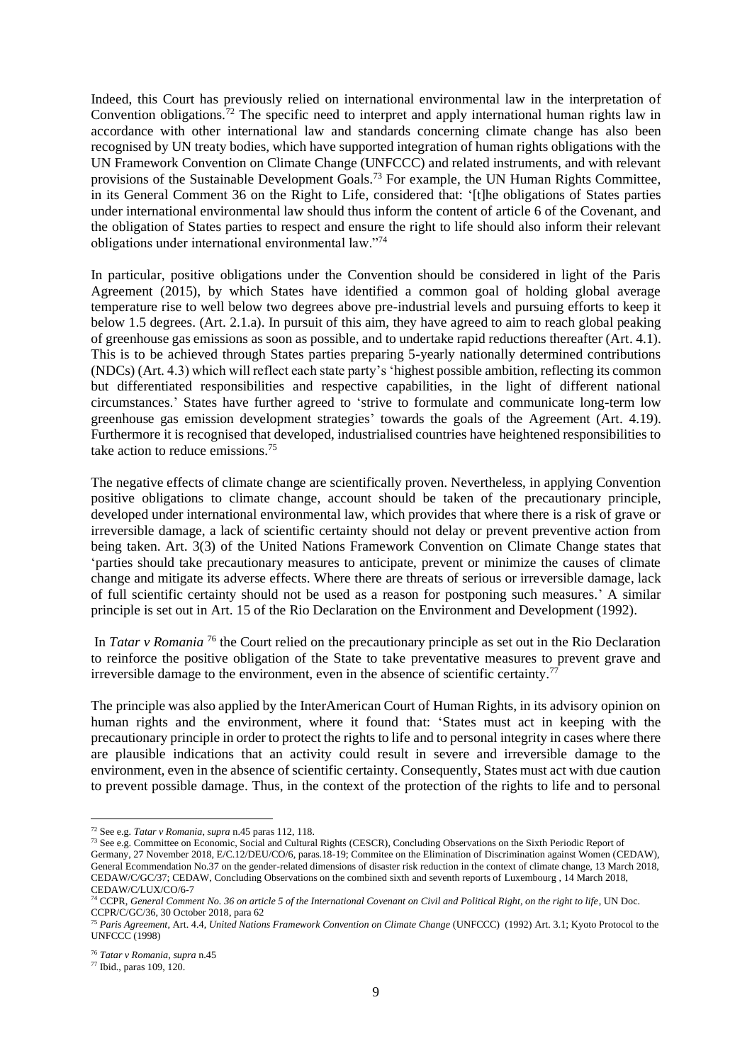Indeed, this Court has previously relied on international environmental law in the interpretation of Convention obligations.[72] The specific need to interpret and apply international human rights law in accordance with other international law and standards concerning climate change has also been recognised by UN treaty bodies, which have supported integration of human rights obligations with the UN Framework Convention on Climate Change (UNFCCC) and related instruments, and with relevant provisions of the Sustainable Development Goals.[73] For example, the UN Human Rights Committee, in its General Comment 36 on the Right to Life, considered that: '[t]he obligations of States parties under international environmental law should thus inform the content of article 6 of the Covenant, and the obligation of States parties to respect and ensure the right to life should also inform their relevant obligations under international environmental law."[74]

In particular, positive obligations under the Convention should be considered in light of the Paris Agreement (2015), by which States have identified a common goal of holding global average temperature rise to well below two degrees above pre-industrial levels and pursuing efforts to keep it below 1.5 degrees. (Art. 2.1.a). In pursuit of this aim, they have agreed to aim to reach global peaking of greenhouse gas emissions as soon as possible, and to undertake rapid reductions thereafter (Art. 4.1). This is to be achieved through States parties preparing 5-yearly nationally determined contributions (NDCs) (Art. 4.3) which will reflect each state party's 'highest possible ambition, reflecting its common but differentiated responsibilities and respective capabilities, in the light of different national circumstances.' States have further agreed to 'strive to formulate and communicate long-term low greenhouse gas emission development strategies' towards the goals of the Agreement (Art. 4.19). Furthermore it is recognised that developed, industrialised countries have heightened responsibilities to take action to reduce emissions.[75]

The negative effects of climate change are scientifically proven. Nevertheless, in applying Convention positive obligations to climate change, account should be taken of the precautionary principle, developed under international environmental law, which provides that where there is a risk of grave or irreversible damage, a lack of scientific certainty should not delay or prevent preventive action from being taken. Art. 3(3) of the United Nations Framework Convention on Climate Change states that 'parties should take precautionary measures to anticipate, prevent or minimize the causes of climate change and mitigate its adverse effects. Where there are threats of serious or irreversible damage, lack of full scientific certainty should not be used as a reason for postponing such measures.' A similar principle is set out in Art. 15 of the Rio Declaration on the Environment and Development (1992).

In *Tatar v Romania* [76] the Court relied on the precautionary principle as set out in the Rio Declaration to reinforce the positive obligation of the State to take preventative measures to prevent grave and irreversible damage to the environment, even in the absence of scientific certainty.[77]

The principle was also applied by the InterAmerican Court of Human Rights, in its advisory opinion on human rights and the environment, where it found that: 'States must act in keeping with the precautionary principle in order to protect the rights to life and to personal integrity in cases where there are plausible indications that an activity could result in severe and irreversible damage to the environment, even in the absence of scientific certainty. Consequently, States must act with due caution to prevent possible damage. Thus, in the context of the protection of the rights to life and to personal

---

[72] See e.g. *Tatar v Romania*, *supra* n.45 paras 112, 118.

[73] See e.g. Committee on Economic, Social and Cultural Rights (CESCR), Concluding Observations on the Sixth Periodic Report of Germany, 27 November 2018, E/C.12/DEU/CO/6, paras.18-19; Commitee on the Elimination of Discrimination against Women (CEDAW), General Ecommendation No.37 on the gender-related dimensions of disaster risk reduction in the context of climate change, 13 March 2018, CEDAW/C/GC/37; CEDAW, Concluding Observations on the combined sixth and seventh reports of Luxembourg , 14 March 2018, CEDAW/C/LUX/CO/6-7

[74] CCPR, *General Comment No. 36 on article 5 of the International Covenant on Civil and Political Right, on the right to life*, UN Doc. CCPR/C/GC/36, 30 October 2018, para 62

[75] *Paris Agreement*, Art. 4.4, *United Nations Framework Convention on Climate Change* (UNFCCC) (1992) Art. 3.1; Kyoto Protocol to the UNFCCC (1998)

[76] *Tatar v Romania*, *supra* n.45

[77] Ibid., paras 109, 120.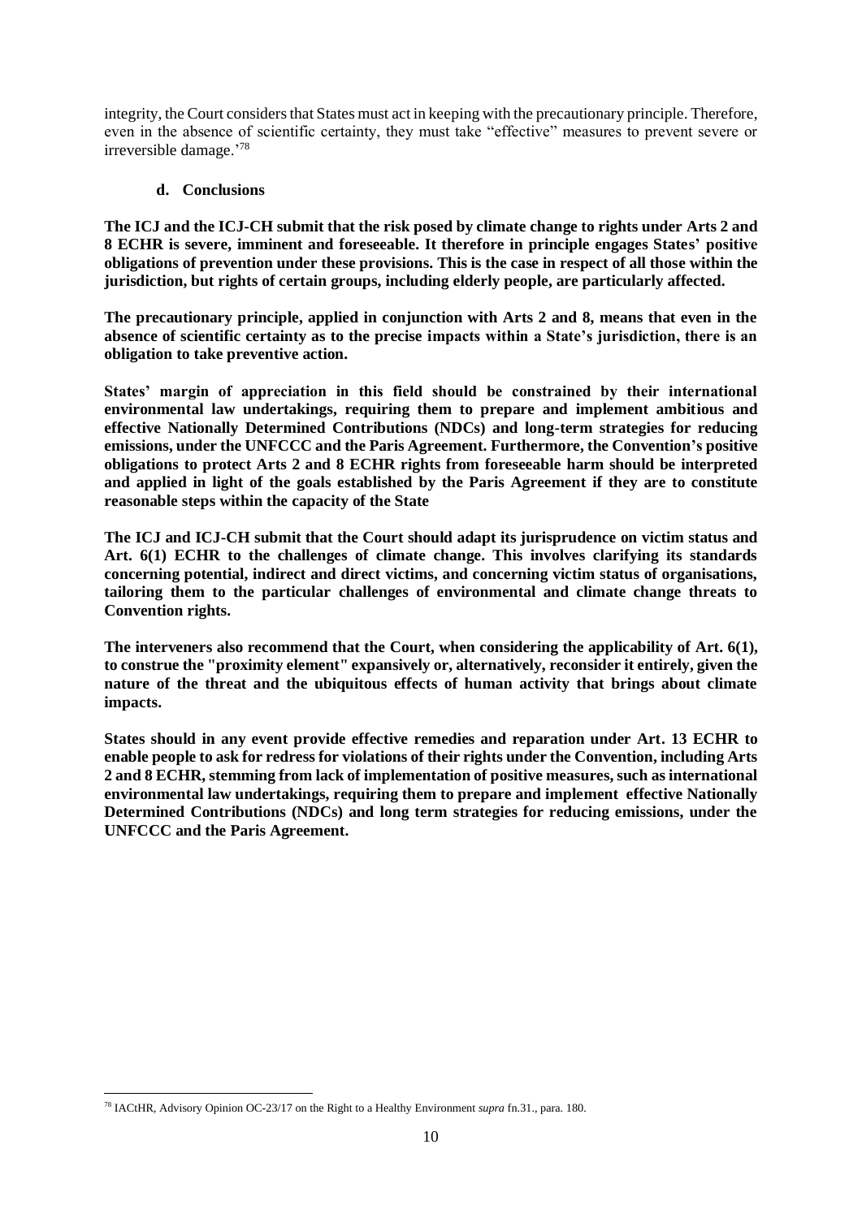integrity, the Court considers that States must act in keeping with the precautionary principle. Therefore, even in the absence of scientific certainty, they must take "effective" measures to prevent severe or irreversible damage.'[78]

### d. Conclusions

**The ICJ and the ICJ-CH submit that the risk posed by climate change to rights under Arts 2 and 8 ECHR is severe, imminent and foreseeable. It therefore in principle engages States' positive obligations of prevention under these provisions. This is the case in respect of all those within the jurisdiction, but rights of certain groups, including elderly people, are particularly affected.**

**The precautionary principle, applied in conjunction with Arts 2 and 8, means that even in the absence of scientific certainty as to the precise impacts within a State's jurisdiction, there is an obligation to take preventive action.**

**States' margin of appreciation in this field should be constrained by their international environmental law undertakings, requiring them to prepare and implement ambitious and effective Nationally Determined Contributions (NDCs) and long-term strategies for reducing emissions, under the UNFCCC and the Paris Agreement. Furthermore, the Convention's positive obligations to protect Arts 2 and 8 ECHR rights from foreseeable harm should be interpreted and applied in light of the goals established by the Paris Agreement if they are to constitute reasonable steps within the capacity of the State**

**The ICJ and ICJ-CH submit that the Court should adapt its jurisprudence on victim status and Art. 6(1) ECHR to the challenges of climate change. This involves clarifying its standards concerning potential, indirect and direct victims, and concerning victim status of organisations, tailoring them to the particular challenges of environmental and climate change threats to Convention rights.**

**The interveners also recommend that the Court, when considering the applicability of Art. 6(1), to construe the "proximity element" expansively or, alternatively, reconsider it entirely, given the nature of the threat and the ubiquitous effects of human activity that brings about climate impacts.**

**States should in any event provide effective remedies and reparation under Art. 13 ECHR to enable people to ask for redress for violations of their rights under the Convention, including Arts 2 and 8 ECHR, stemming from lack of implementation of positive measures, such as international environmental law undertakings, requiring them to prepare and implement effective Nationally Determined Contributions (NDCs) and long term strategies for reducing emissions, under the UNFCCC and the Paris Agreement.**

---

[78] IACtHR, Advisory Opinion OC-23/17 on the Right to a Healthy Environment *supra* fn.31., para. 180.